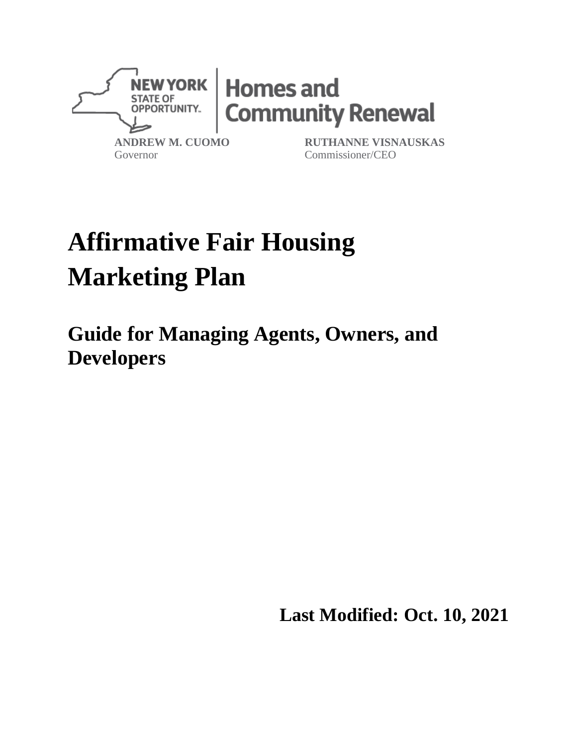NEW YORK STATE OF OPPORTUNITY. | Homes and Community Renewal

**ANDREW M. CUOMO**
Governor

**RUTHANNE VISNAUSKAS**
Commissioner/CEO

# Affirmative Fair Housing Marketing Plan

## Guide for Managing Agents, Owners, and Developers

**Last Modified: Oct. 10, 2021**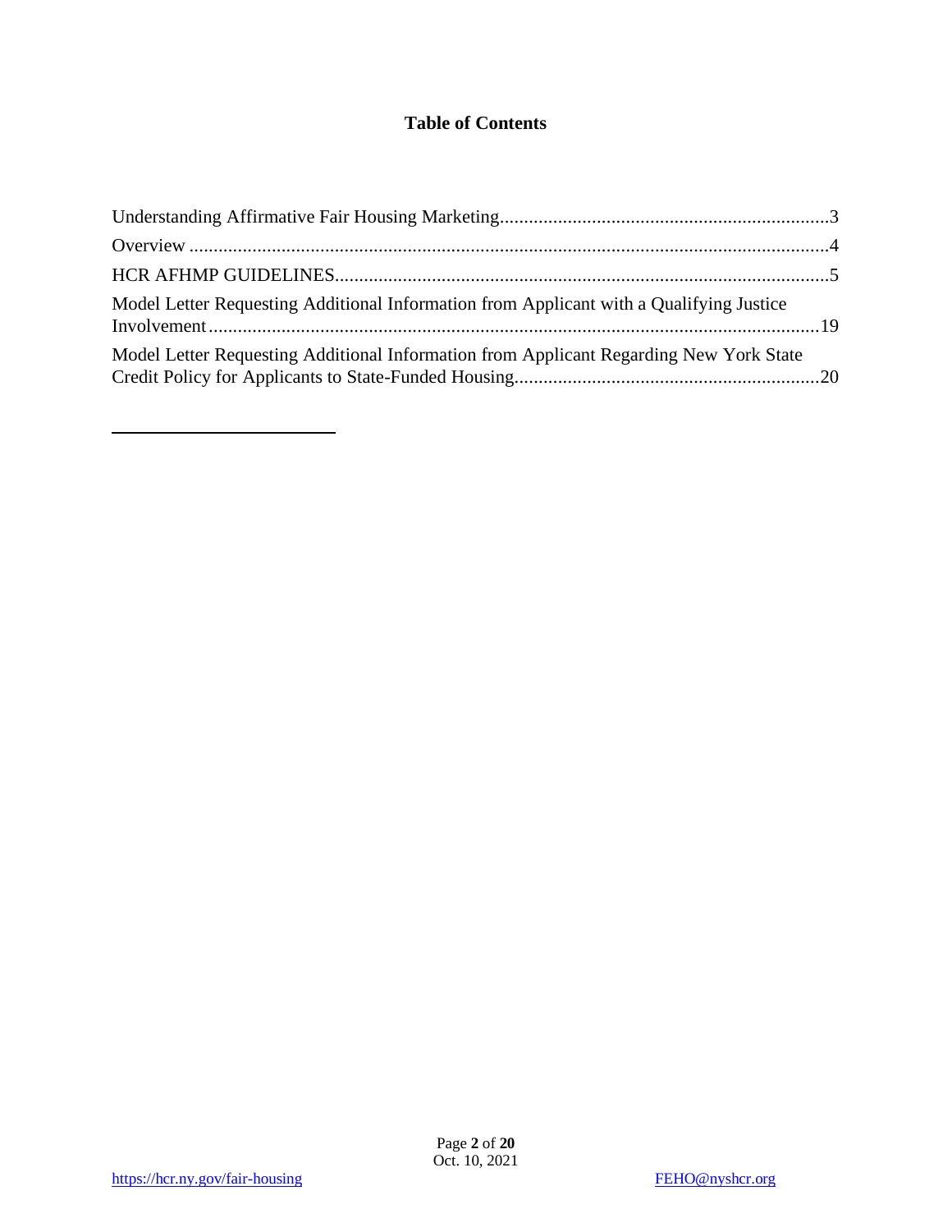# Table of Contents

Understanding Affirmative Fair Housing Marketing....................................................................3

Overview ....................................................................................................................................4

HCR AFHMP GUIDELINES.....................................................................................................5

Model Letter Requesting Additional Information from Applicant with a Qualifying Justice Involvement.............................................................................................................................19

Model Letter Requesting Additional Information from Applicant Regarding New York State Credit Policy for Applicants to State-Funded Housing..............................................................20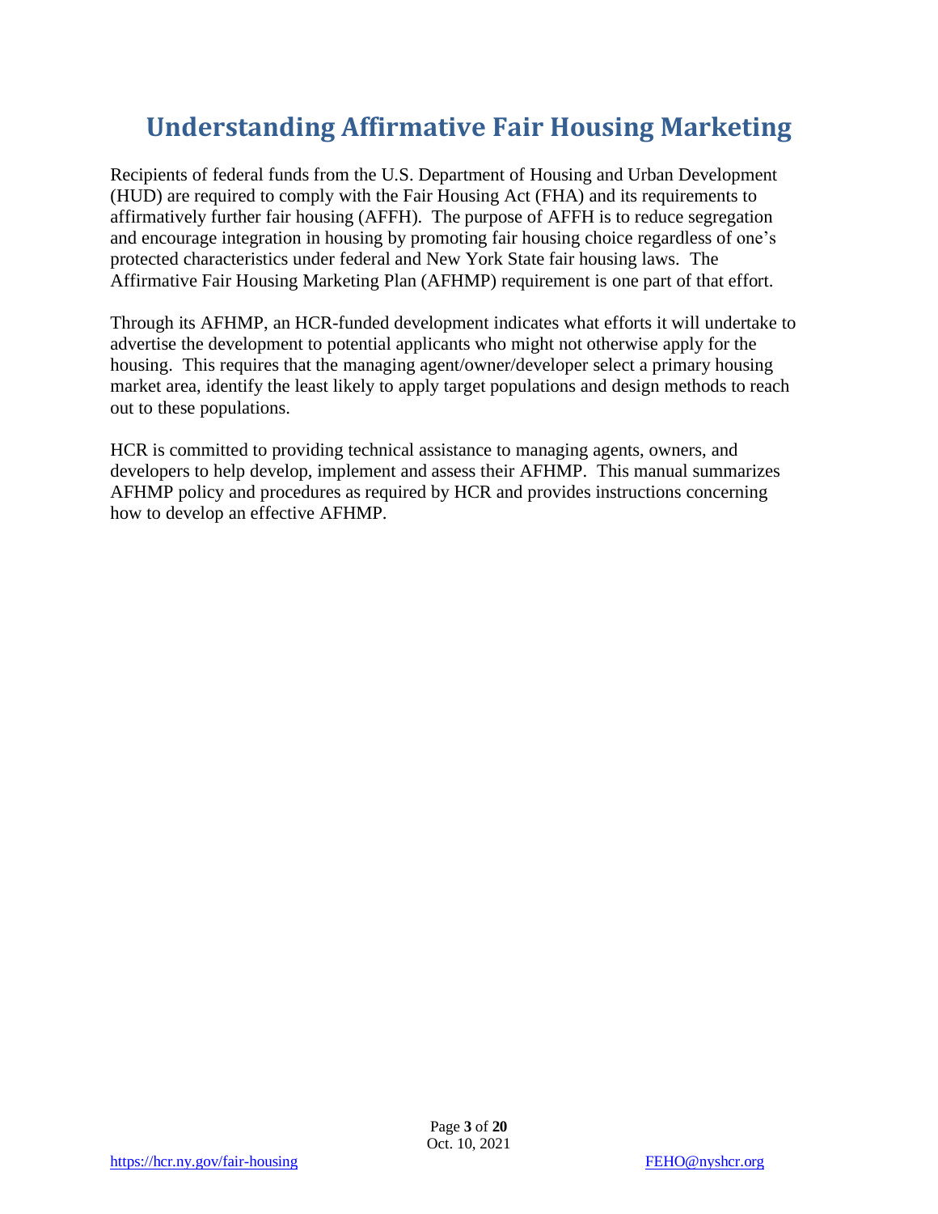# Understanding Affirmative Fair Housing Marketing

Recipients of federal funds from the U.S. Department of Housing and Urban Development (HUD) are required to comply with the Fair Housing Act (FHA) and its requirements to affirmatively further fair housing (AFFH). The purpose of AFFH is to reduce segregation and encourage integration in housing by promoting fair housing choice regardless of one's protected characteristics under federal and New York State fair housing laws. The Affirmative Fair Housing Marketing Plan (AFHMP) requirement is one part of that effort.

Through its AFHMP, an HCR-funded development indicates what efforts it will undertake to advertise the development to potential applicants who might not otherwise apply for the housing. This requires that the managing agent/owner/developer select a primary housing market area, identify the least likely to apply target populations and design methods to reach out to these populations.

HCR is committed to providing technical assistance to managing agents, owners, and developers to help develop, implement and assess their AFHMP. This manual summarizes AFHMP policy and procedures as required by HCR and provides instructions concerning how to develop an effective AFHMP.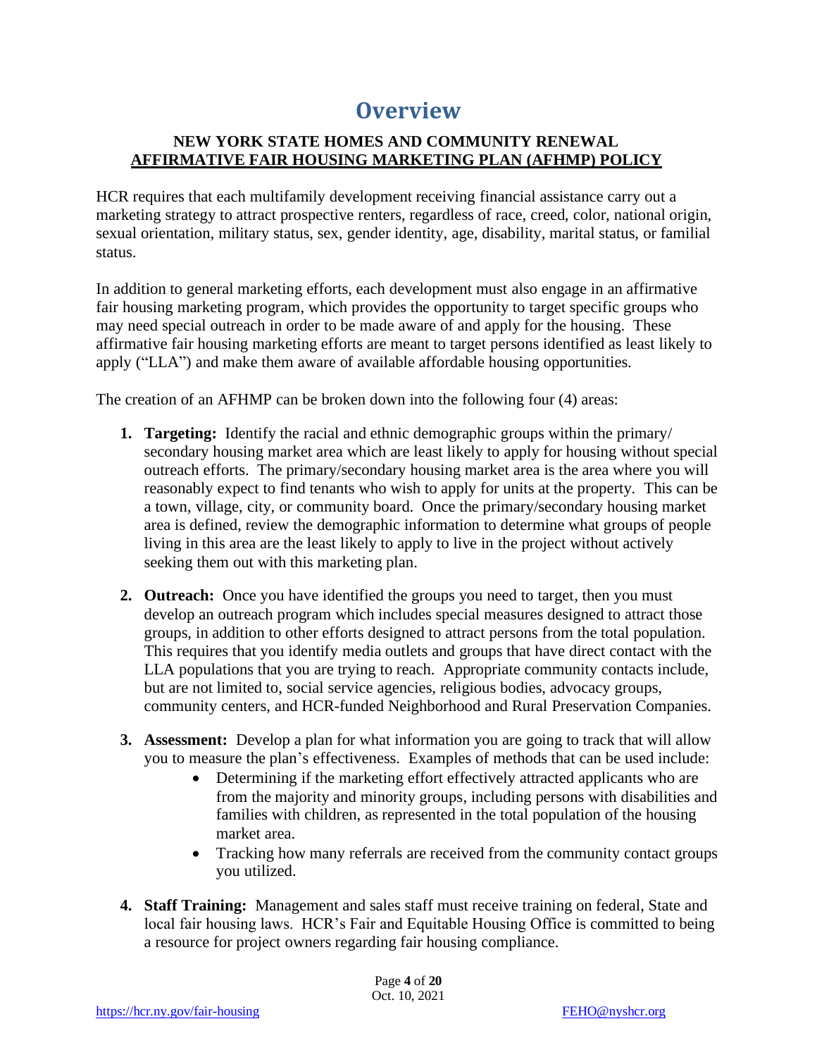# Overview

## NEW YORK STATE HOMES AND COMMUNITY RENEWAL
## AFFIRMATIVE FAIR HOUSING MARKETING PLAN (AFHMP) POLICY

HCR requires that each multifamily development receiving financial assistance carry out a marketing strategy to attract prospective renters, regardless of race, creed, color, national origin, sexual orientation, military status, sex, gender identity, age, disability, marital status, or familial status.

In addition to general marketing efforts, each development must also engage in an affirmative fair housing marketing program, which provides the opportunity to target specific groups who may need special outreach in order to be made aware of and apply for the housing. These affirmative fair housing marketing efforts are meant to target persons identified as least likely to apply ("LLA") and make them aware of available affordable housing opportunities.

The creation of an AFHMP can be broken down into the following four (4) areas:

1. **Targeting:** Identify the racial and ethnic demographic groups within the primary/ secondary housing market area which are least likely to apply for housing without special outreach efforts. The primary/secondary housing market area is the area where you will reasonably expect to find tenants who wish to apply for units at the property. This can be a town, village, city, or community board. Once the primary/secondary housing market area is defined, review the demographic information to determine what groups of people living in this area are the least likely to apply to live in the project without actively seeking them out with this marketing plan.

2. **Outreach:** Once you have identified the groups you need to target, then you must develop an outreach program which includes special measures designed to attract those groups, in addition to other efforts designed to attract persons from the total population. This requires that you identify media outlets and groups that have direct contact with the LLA populations that you are trying to reach. Appropriate community contacts include, but are not limited to, social service agencies, religious bodies, advocacy groups, community centers, and HCR-funded Neighborhood and Rural Preservation Companies.

3. **Assessment:** Develop a plan for what information you are going to track that will allow you to measure the plan's effectiveness. Examples of methods that can be used include:
   - Determining if the marketing effort effectively attracted applicants who are from the majority and minority groups, including persons with disabilities and families with children, as represented in the total population of the housing market area.
   - Tracking how many referrals are received from the community contact groups you utilized.

4. **Staff Training:** Management and sales staff must receive training on federal, State and local fair housing laws. HCR's Fair and Equitable Housing Office is committed to being a resource for project owners regarding fair housing compliance.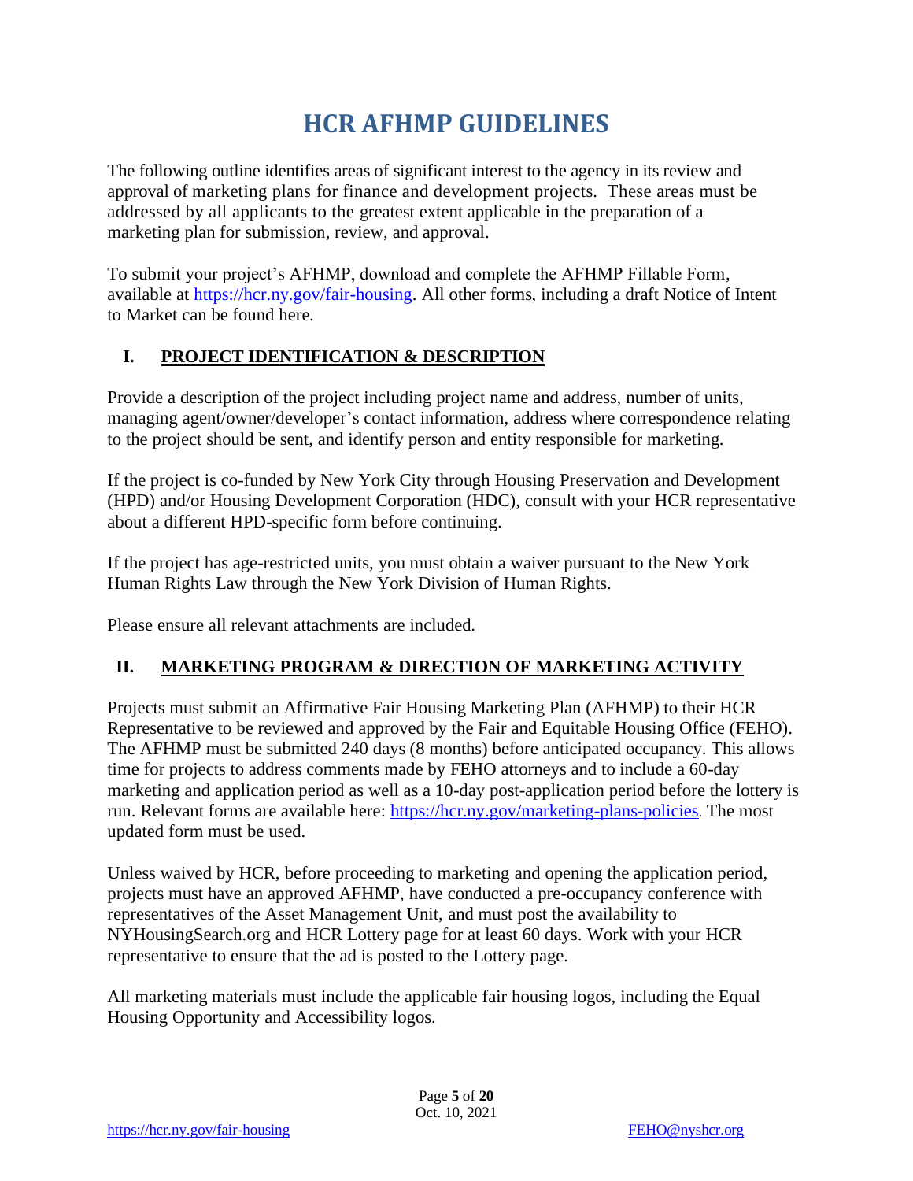# HCR AFHMP GUIDELINES

The following outline identifies areas of significant interest to the agency in its review and approval of marketing plans for finance and development projects. These areas must be addressed by all applicants to the greatest extent applicable in the preparation of a marketing plan for submission, review, and approval.

To submit your project's AFHMP, download and complete the AFHMP Fillable Form, available at [https://hcr.ny.gov/fair-housing](https://hcr.ny.gov/fair-housing). All other forms, including a draft Notice of Intent to Market can be found here.

## I. PROJECT IDENTIFICATION & DESCRIPTION

Provide a description of the project including project name and address, number of units, managing agent/owner/developer's contact information, address where correspondence relating to the project should be sent, and identify person and entity responsible for marketing.

If the project is co-funded by New York City through Housing Preservation and Development (HPD) and/or Housing Development Corporation (HDC), consult with your HCR representative about a different HPD-specific form before continuing.

If the project has age-restricted units, you must obtain a waiver pursuant to the New York Human Rights Law through the New York Division of Human Rights.

Please ensure all relevant attachments are included.

## II. MARKETING PROGRAM & DIRECTION OF MARKETING ACTIVITY

Projects must submit an Affirmative Fair Housing Marketing Plan (AFHMP) to their HCR Representative to be reviewed and approved by the Fair and Equitable Housing Office (FEHO). The AFHMP must be submitted 240 days (8 months) before anticipated occupancy. This allows time for projects to address comments made by FEHO attorneys and to include a 60-day marketing and application period as well as a 10-day post-application period before the lottery is run. Relevant forms are available here: [https://hcr.ny.gov/marketing-plans-policies](https://hcr.ny.gov/marketing-plans-policies). The most updated form must be used.

Unless waived by HCR, before proceeding to marketing and opening the application period, projects must have an approved AFHMP, have conducted a pre-occupancy conference with representatives of the Asset Management Unit, and must post the availability to NYHousingSearch.org and HCR Lottery page for at least 60 days. Work with your HCR representative to ensure that the ad is posted to the Lottery page.

All marketing materials must include the applicable fair housing logos, including the Equal Housing Opportunity and Accessibility logos.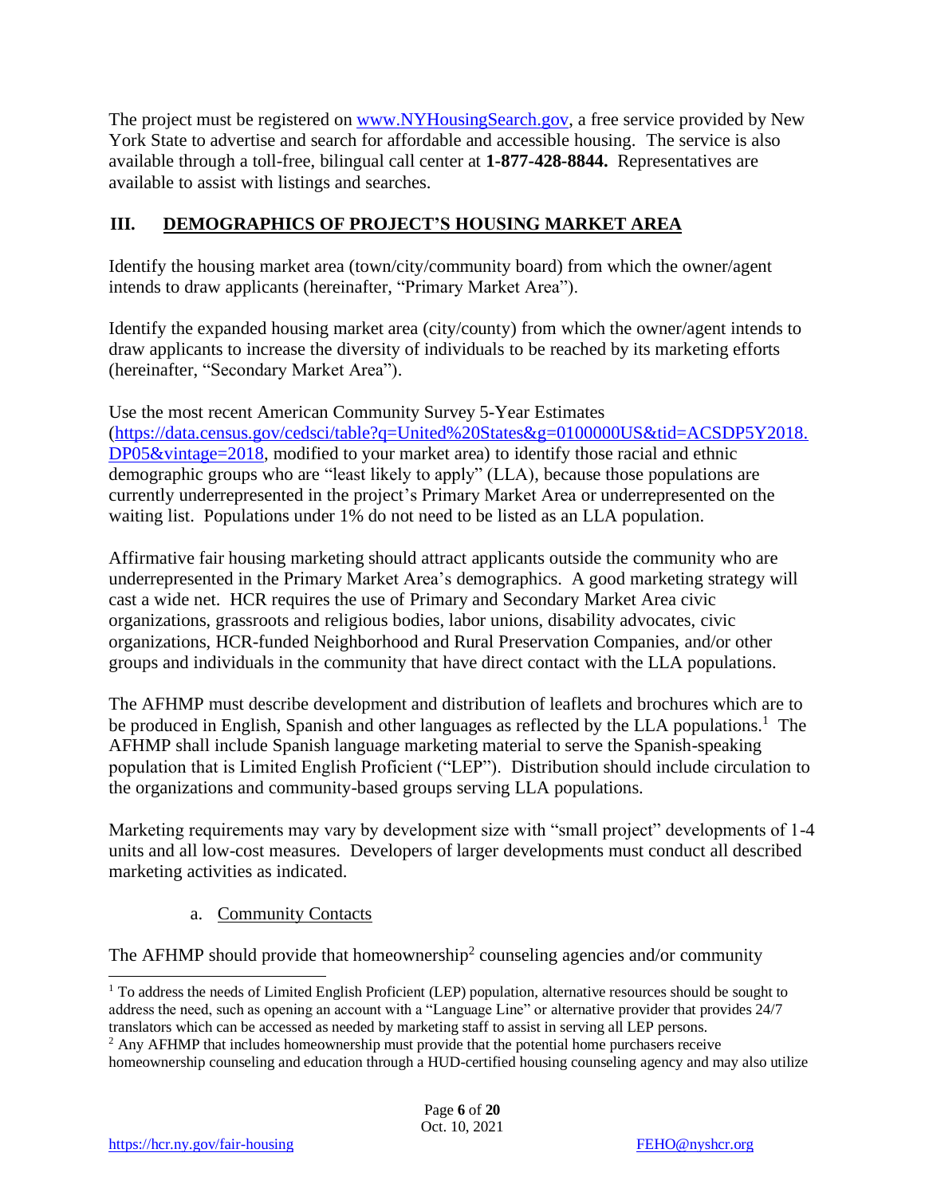The project must be registered on [www.NYHousingSearch.gov](http://www.NYHousingSearch.gov), a free service provided by New York State to advertise and search for affordable and accessible housing. The service is also available through a toll-free, bilingual call center at **1-877-428-8844.** Representatives are available to assist with listings and searches.

## III. DEMOGRAPHICS OF PROJECT'S HOUSING MARKET AREA

Identify the housing market area (town/city/community board) from which the owner/agent intends to draw applicants (hereinafter, "Primary Market Area").

Identify the expanded housing market area (city/county) from which the owner/agent intends to draw applicants to increase the diversity of individuals to be reached by its marketing efforts (hereinafter, "Secondary Market Area").

Use the most recent American Community Survey 5-Year Estimates ([https://data.census.gov/cedsci/table?q=United%20States&g=0100000US&tid=ACSDP5Y2018.DP05&vintage=2018](https://data.census.gov/cedsci/table?q=United%20States&g=0100000US&tid=ACSDP5Y2018.DP05&vintage=2018), modified to your market area) to identify those racial and ethnic demographic groups who are "least likely to apply" (LLA), because those populations are currently underrepresented in the project's Primary Market Area or underrepresented on the waiting list. Populations under 1% do not need to be listed as an LLA population.

Affirmative fair housing marketing should attract applicants outside the community who are underrepresented in the Primary Market Area's demographics. A good marketing strategy will cast a wide net. HCR requires the use of Primary and Secondary Market Area civic organizations, grassroots and religious bodies, labor unions, disability advocates, civic organizations, HCR-funded Neighborhood and Rural Preservation Companies, and/or other groups and individuals in the community that have direct contact with the LLA populations.

The AFHMP must describe development and distribution of leaflets and brochures which are to be produced in English, Spanish and other languages as reflected by the LLA populations.[1] The AFHMP shall include Spanish language marketing material to serve the Spanish-speaking population that is Limited English Proficient ("LEP"). Distribution should include circulation to the organizations and community-based groups serving LLA populations.

Marketing requirements may vary by development size with "small project" developments of 1-4 units and all low-cost measures. Developers of larger developments must conduct all described marketing activities as indicated.

a. Community Contacts

The AFHMP should provide that homeownership[2] counseling agencies and/or community

---

[1] To address the needs of Limited English Proficient (LEP) population, alternative resources should be sought to address the need, such as opening an account with a "Language Line" or alternative provider that provides 24/7 translators which can be accessed as needed by marketing staff to assist in serving all LEP persons.

[2] Any AFHMP that includes homeownership must provide that the potential home purchasers receive homeownership counseling and education through a HUD-certified housing counseling agency and may also utilize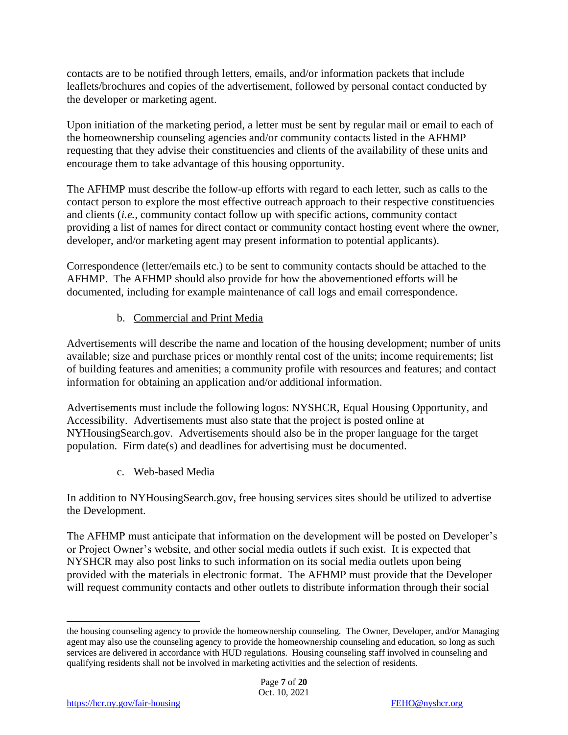contacts are to be notified through letters, emails, and/or information packets that include leaflets/brochures and copies of the advertisement, followed by personal contact conducted by the developer or marketing agent.

Upon initiation of the marketing period, a letter must be sent by regular mail or email to each of the homeownership counseling agencies and/or community contacts listed in the AFHMP requesting that they advise their constituencies and clients of the availability of these units and encourage them to take advantage of this housing opportunity.

The AFHMP must describe the follow-up efforts with regard to each letter, such as calls to the contact person to explore the most effective outreach approach to their respective constituencies and clients (*i.e.*, community contact follow up with specific actions, community contact providing a list of names for direct contact or community contact hosting event where the owner, developer, and/or marketing agent may present information to potential applicants).

Correspondence (letter/emails etc.) to be sent to community contacts should be attached to the AFHMP. The AFHMP should also provide for how the abovementioned efforts will be documented, including for example maintenance of call logs and email correspondence.

b. <u>Commercial and Print Media</u>

Advertisements will describe the name and location of the housing development; number of units available; size and purchase prices or monthly rental cost of the units; income requirements; list of building features and amenities; a community profile with resources and features; and contact information for obtaining an application and/or additional information.

Advertisements must include the following logos: NYSHCR, Equal Housing Opportunity, and Accessibility. Advertisements must also state that the project is posted online at NYHousingSearch.gov. Advertisements should also be in the proper language for the target population. Firm date(s) and deadlines for advertising must be documented.

c. <u>Web-based Media</u>

In addition to NYHousingSearch.gov, free housing services sites should be utilized to advertise the Development.

The AFHMP must anticipate that information on the development will be posted on Developer's or Project Owner's website, and other social media outlets if such exist. It is expected that NYSHCR may also post links to such information on its social media outlets upon being provided with the materials in electronic format. The AFHMP must provide that the Developer will request community contacts and other outlets to distribute information through their social

---

the housing counseling agency to provide the homeownership counseling. The Owner, Developer, and/or Managing agent may also use the counseling agency to provide the homeownership counseling and education, so long as such services are delivered in accordance with HUD regulations. Housing counseling staff involved in counseling and qualifying residents shall not be involved in marketing activities and the selection of residents.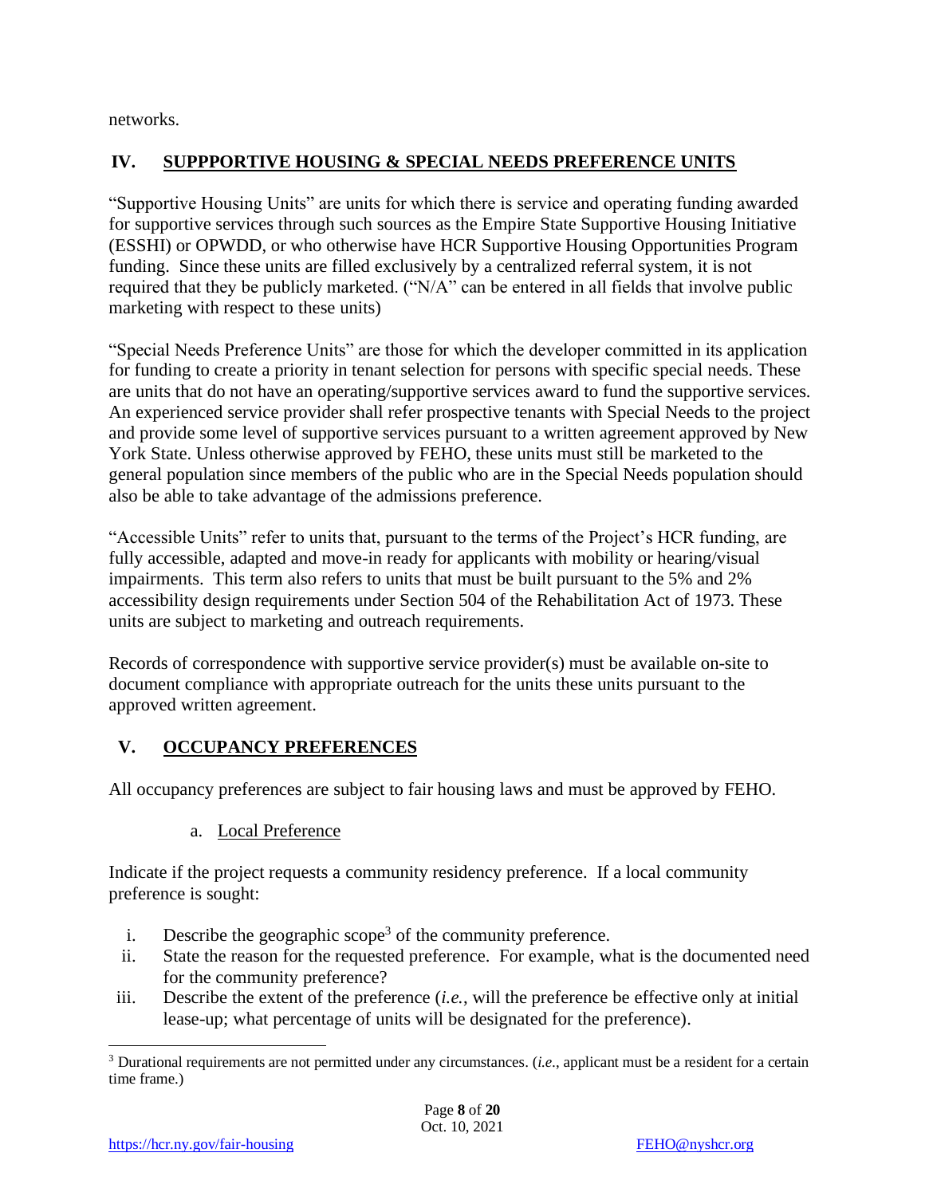networks.

## IV. SUPPPORTIVE HOUSING & SPECIAL NEEDS PREFERENCE UNITS

"Supportive Housing Units" are units for which there is service and operating funding awarded for supportive services through such sources as the Empire State Supportive Housing Initiative (ESSHI) or OPWDD, or who otherwise have HCR Supportive Housing Opportunities Program funding. Since these units are filled exclusively by a centralized referral system, it is not required that they be publicly marketed. ("N/A" can be entered in all fields that involve public marketing with respect to these units)

"Special Needs Preference Units" are those for which the developer committed in its application for funding to create a priority in tenant selection for persons with specific special needs. These are units that do not have an operating/supportive services award to fund the supportive services. An experienced service provider shall refer prospective tenants with Special Needs to the project and provide some level of supportive services pursuant to a written agreement approved by New York State. Unless otherwise approved by FEHO, these units must still be marketed to the general population since members of the public who are in the Special Needs population should also be able to take advantage of the admissions preference.

"Accessible Units" refer to units that, pursuant to the terms of the Project's HCR funding, are fully accessible, adapted and move-in ready for applicants with mobility or hearing/visual impairments. This term also refers to units that must be built pursuant to the 5% and 2% accessibility design requirements under Section 504 of the Rehabilitation Act of 1973. These units are subject to marketing and outreach requirements.

Records of correspondence with supportive service provider(s) must be available on-site to document compliance with appropriate outreach for the units these units pursuant to the approved written agreement.

## V. OCCUPANCY PREFERENCES

All occupancy preferences are subject to fair housing laws and must be approved by FEHO.

### a. Local Preference

Indicate if the project requests a community residency preference. If a local community preference is sought:

i. Describe the geographic scope[3] of the community preference.
ii. State the reason for the requested preference. For example, what is the documented need for the community preference?
iii. Describe the extent of the preference (*i.e.*, will the preference be effective only at initial lease-up; what percentage of units will be designated for the preference).

[3] Durational requirements are not permitted under any circumstances. (*i.e.*, applicant must be a resident for a certain time frame.)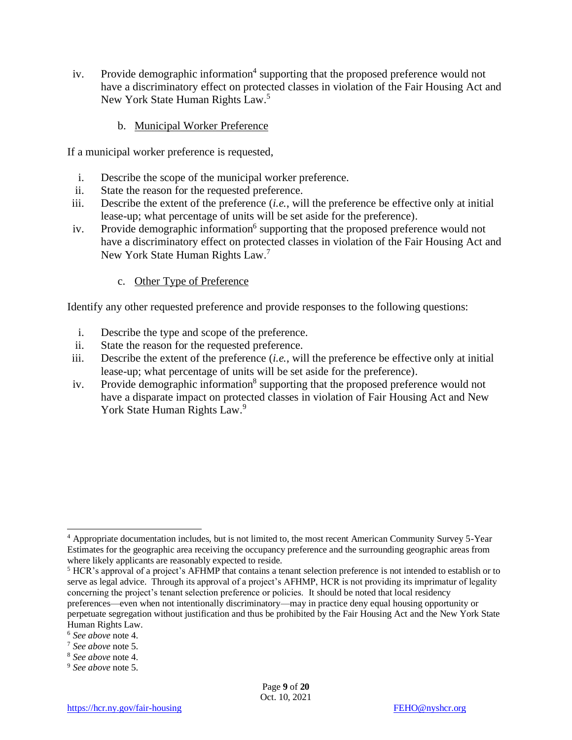iv. Provide demographic information[4] supporting that the proposed preference would not have a discriminatory effect on protected classes in violation of the Fair Housing Act and New York State Human Rights Law.[5]

### b. Municipal Worker Preference

If a municipal worker preference is requested,

i. Describe the scope of the municipal worker preference.
ii. State the reason for the requested preference.
iii. Describe the extent of the preference (*i.e.*, will the preference be effective only at initial lease-up; what percentage of units will be set aside for the preference).
iv. Provide demographic information[6] supporting that the proposed preference would not have a discriminatory effect on protected classes in violation of the Fair Housing Act and New York State Human Rights Law.[7]

### c. Other Type of Preference

Identify any other requested preference and provide responses to the following questions:

i. Describe the type and scope of the preference.
ii. State the reason for the requested preference.
iii. Describe the extent of the preference (*i.e.*, will the preference be effective only at initial lease-up; what percentage of units will be set aside for the preference).
iv. Provide demographic information[8] supporting that the proposed preference would not have a disparate impact on protected classes in violation of Fair Housing Act and New York State Human Rights Law.[9]

---

[4] Appropriate documentation includes, but is not limited to, the most recent American Community Survey 5-Year Estimates for the geographic area receiving the occupancy preference and the surrounding geographic areas from where likely applicants are reasonably expected to reside.

[5] HCR's approval of a project's AFHMP that contains a tenant selection preference is not intended to establish or to serve as legal advice. Through its approval of a project's AFHMP, HCR is not providing its imprimatur of legality concerning the project's tenant selection preference or policies. It should be noted that local residency preferences—even when not intentionally discriminatory—may in practice deny equal housing opportunity or perpetuate segregation without justification and thus be prohibited by the Fair Housing Act and the New York State Human Rights Law.

[6] *See above* note 4.

[7] *See above* note 5.

[8] *See above* note 4.

[9] *See above* note 5.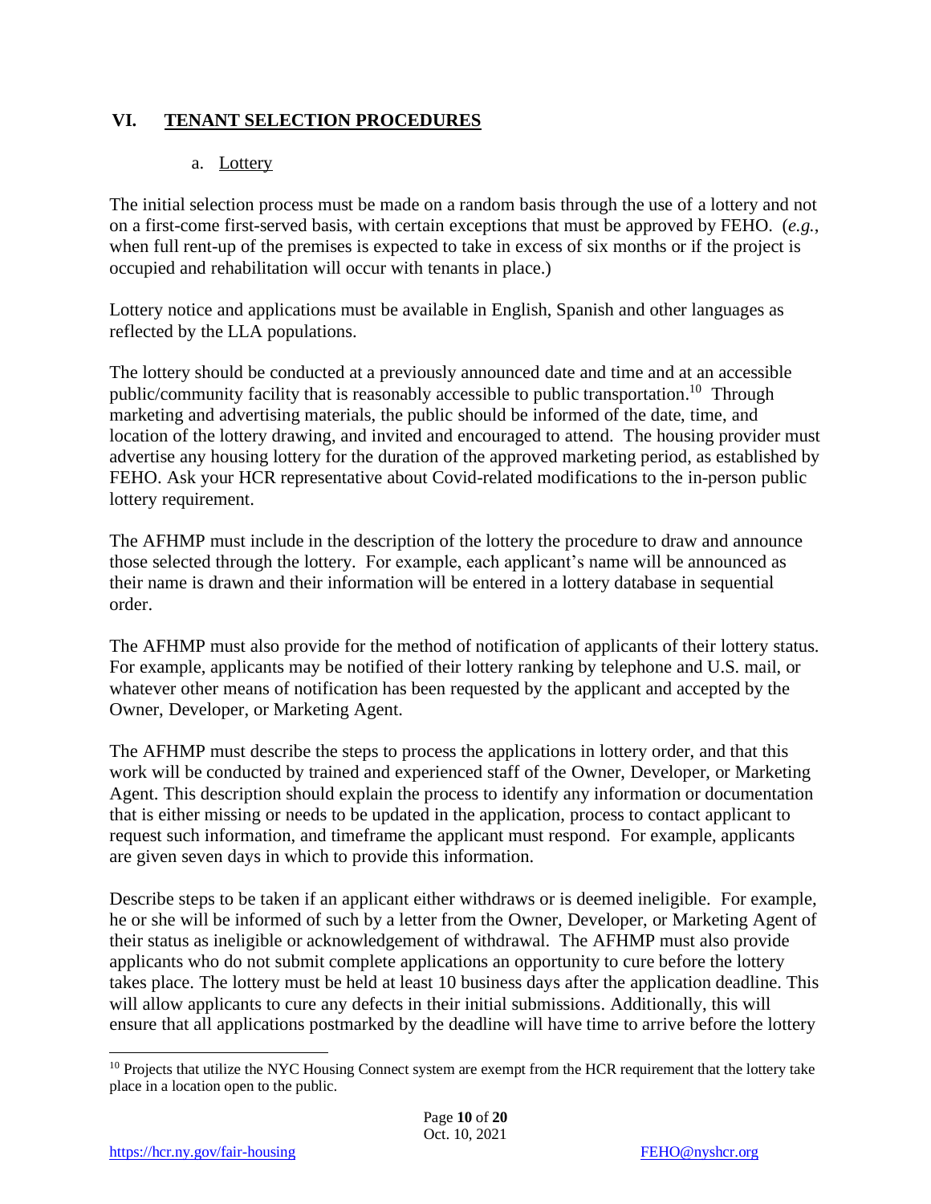## VI. TENANT SELECTION PROCEDURES

### a. Lottery

The initial selection process must be made on a random basis through the use of a lottery and not on a first-come first-served basis, with certain exceptions that must be approved by FEHO. (*e.g.*, when full rent-up of the premises is expected to take in excess of six months or if the project is occupied and rehabilitation will occur with tenants in place.)

Lottery notice and applications must be available in English, Spanish and other languages as reflected by the LLA populations.

The lottery should be conducted at a previously announced date and time and at an accessible public/community facility that is reasonably accessible to public transportation.[10] Through marketing and advertising materials, the public should be informed of the date, time, and location of the lottery drawing, and invited and encouraged to attend. The housing provider must advertise any housing lottery for the duration of the approved marketing period, as established by FEHO. Ask your HCR representative about Covid-related modifications to the in-person public lottery requirement.

The AFHMP must include in the description of the lottery the procedure to draw and announce those selected through the lottery. For example, each applicant's name will be announced as their name is drawn and their information will be entered in a lottery database in sequential order.

The AFHMP must also provide for the method of notification of applicants of their lottery status. For example, applicants may be notified of their lottery ranking by telephone and U.S. mail, or whatever other means of notification has been requested by the applicant and accepted by the Owner, Developer, or Marketing Agent.

The AFHMP must describe the steps to process the applications in lottery order, and that this work will be conducted by trained and experienced staff of the Owner, Developer, or Marketing Agent. This description should explain the process to identify any information or documentation that is either missing or needs to be updated in the application, process to contact applicant to request such information, and timeframe the applicant must respond. For example, applicants are given seven days in which to provide this information.

Describe steps to be taken if an applicant either withdraws or is deemed ineligible. For example, he or she will be informed of such by a letter from the Owner, Developer, or Marketing Agent of their status as ineligible or acknowledgement of withdrawal. The AFHMP must also provide applicants who do not submit complete applications an opportunity to cure before the lottery takes place. The lottery must be held at least 10 business days after the application deadline. This will allow applicants to cure any defects in their initial submissions. Additionally, this will ensure that all applications postmarked by the deadline will have time to arrive before the lottery

---

[10] Projects that utilize the NYC Housing Connect system are exempt from the HCR requirement that the lottery take place in a location open to the public.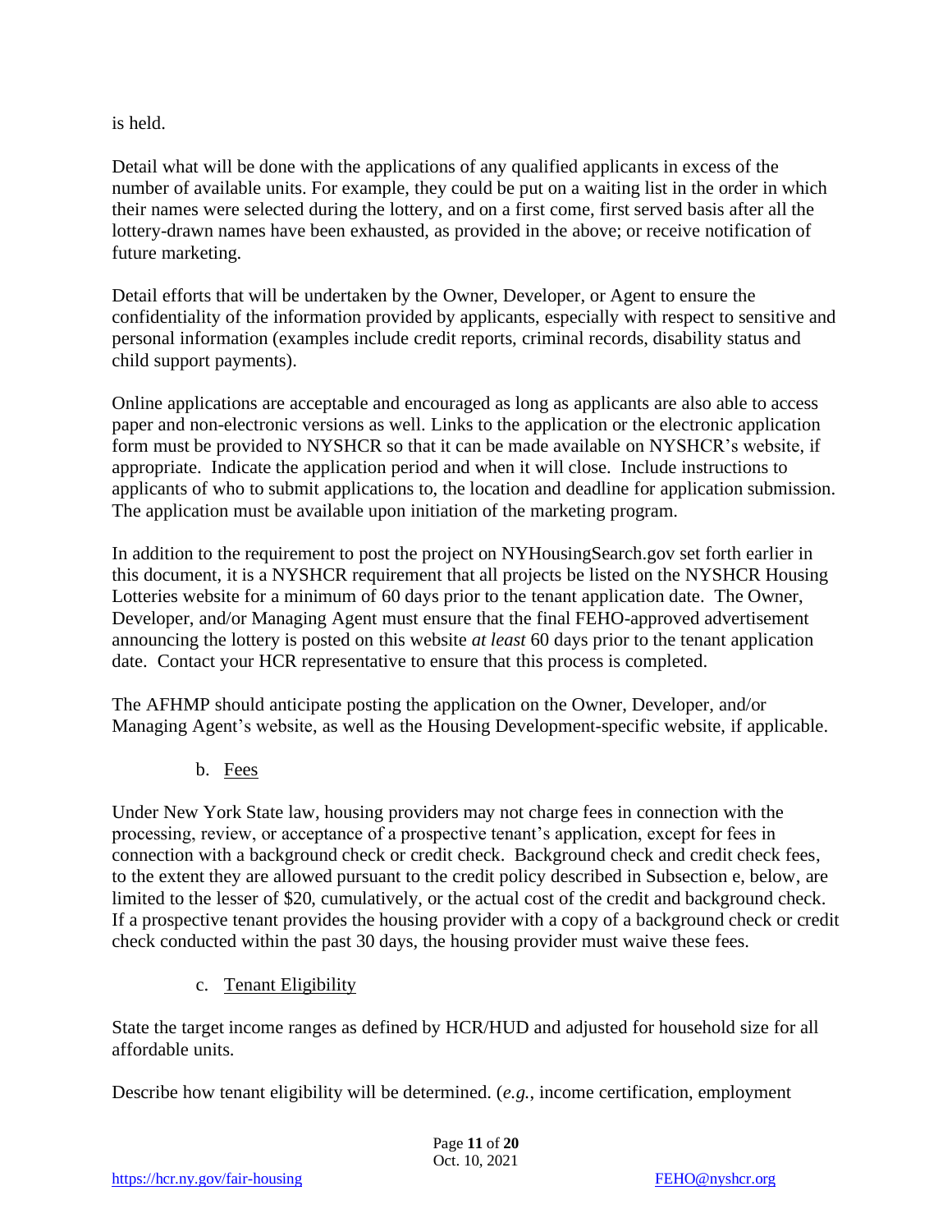is held.

Detail what will be done with the applications of any qualified applicants in excess of the number of available units. For example, they could be put on a waiting list in the order in which their names were selected during the lottery, and on a first come, first served basis after all the lottery-drawn names have been exhausted, as provided in the above; or receive notification of future marketing.

Detail efforts that will be undertaken by the Owner, Developer, or Agent to ensure the confidentiality of the information provided by applicants, especially with respect to sensitive and personal information (examples include credit reports, criminal records, disability status and child support payments).

Online applications are acceptable and encouraged as long as applicants are also able to access paper and non-electronic versions as well. Links to the application or the electronic application form must be provided to NYSHCR so that it can be made available on NYSHCR's website, if appropriate. Indicate the application period and when it will close. Include instructions to applicants of who to submit applications to, the location and deadline for application submission. The application must be available upon initiation of the marketing program.

In addition to the requirement to post the project on NYHousingSearch.gov set forth earlier in this document, it is a NYSHCR requirement that all projects be listed on the NYSHCR Housing Lotteries website for a minimum of 60 days prior to the tenant application date. The Owner, Developer, and/or Managing Agent must ensure that the final FEHO-approved advertisement announcing the lottery is posted on this website *at least* 60 days prior to the tenant application date. Contact your HCR representative to ensure that this process is completed.

The AFHMP should anticipate posting the application on the Owner, Developer, and/or Managing Agent's website, as well as the Housing Development-specific website, if applicable.

b. Fees

Under New York State law, housing providers may not charge fees in connection with the processing, review, or acceptance of a prospective tenant's application, except for fees in connection with a background check or credit check. Background check and credit check fees, to the extent they are allowed pursuant to the credit policy described in Subsection e, below, are limited to the lesser of $20, cumulatively, or the actual cost of the credit and background check. If a prospective tenant provides the housing provider with a copy of a background check or credit check conducted within the past 30 days, the housing provider must waive these fees.

c. Tenant Eligibility

State the target income ranges as defined by HCR/HUD and adjusted for household size for all affordable units.

Describe how tenant eligibility will be determined. (*e.g.*, income certification, employment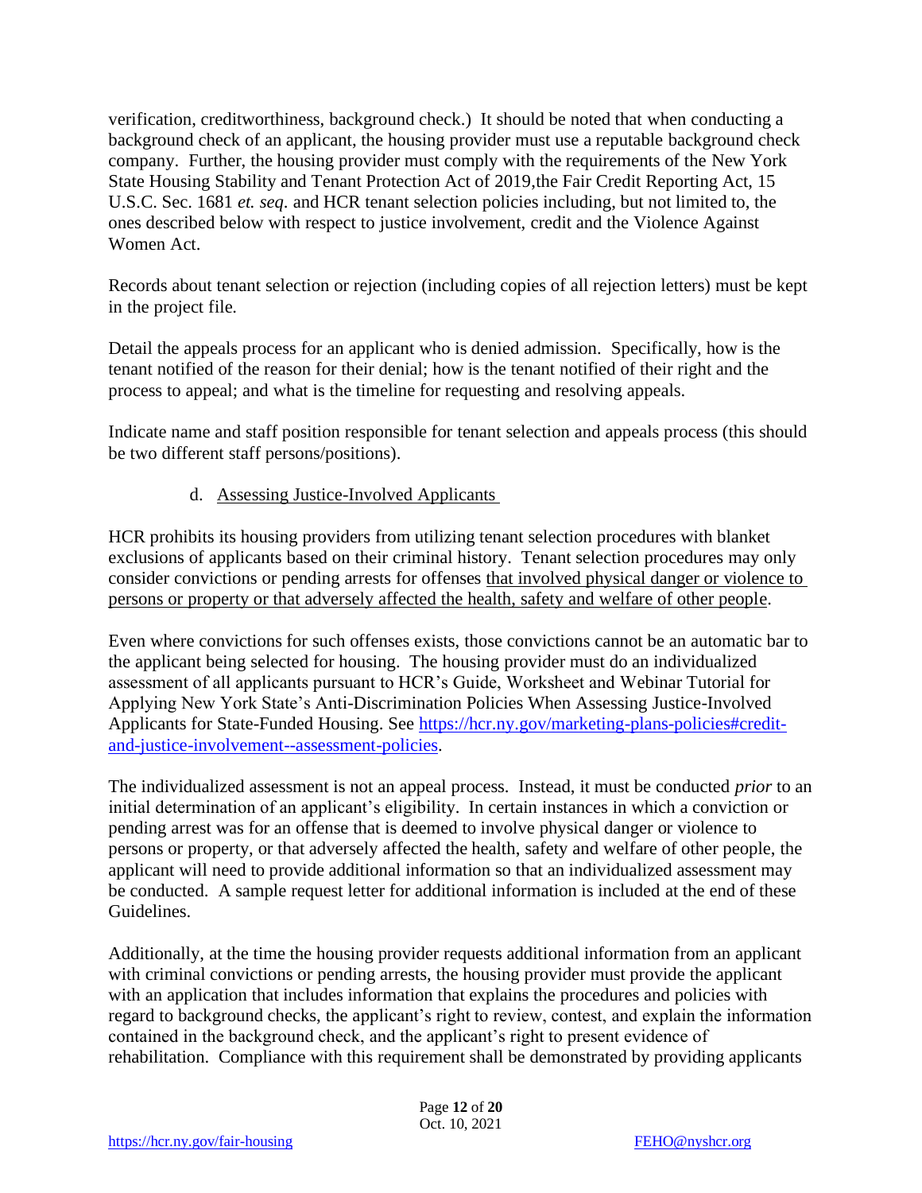verification, creditworthiness, background check.) It should be noted that when conducting a background check of an applicant, the housing provider must use a reputable background check company. Further, the housing provider must comply with the requirements of the New York State Housing Stability and Tenant Protection Act of 2019,the Fair Credit Reporting Act, 15 U.S.C. Sec. 1681 *et. seq.* and HCR tenant selection policies including, but not limited to, the ones described below with respect to justice involvement, credit and the Violence Against Women Act.

Records about tenant selection or rejection (including copies of all rejection letters) must be kept in the project file.

Detail the appeals process for an applicant who is denied admission. Specifically, how is the tenant notified of the reason for their denial; how is the tenant notified of their right and the process to appeal; and what is the timeline for requesting and resolving appeals.

Indicate name and staff position responsible for tenant selection and appeals process (this should be two different staff persons/positions).

d. Assessing Justice-Involved Applicants

HCR prohibits its housing providers from utilizing tenant selection procedures with blanket exclusions of applicants based on their criminal history. Tenant selection procedures may only consider convictions or pending arrests for offenses that involved physical danger or violence to persons or property or that adversely affected the health, safety and welfare of other people.

Even where convictions for such offenses exists, those convictions cannot be an automatic bar to the applicant being selected for housing. The housing provider must do an individualized assessment of all applicants pursuant to HCR's Guide, Worksheet and Webinar Tutorial for Applying New York State's Anti-Discrimination Policies When Assessing Justice-Involved Applicants for State-Funded Housing. See https://hcr.ny.gov/marketing-plans-policies#credit-and-justice-involvement--assessment-policies.

The individualized assessment is not an appeal process. Instead, it must be conducted *prior* to an initial determination of an applicant's eligibility. In certain instances in which a conviction or pending arrest was for an offense that is deemed to involve physical danger or violence to persons or property, or that adversely affected the health, safety and welfare of other people, the applicant will need to provide additional information so that an individualized assessment may be conducted. A sample request letter for additional information is included at the end of these Guidelines.

Additionally, at the time the housing provider requests additional information from an applicant with criminal convictions or pending arrests, the housing provider must provide the applicant with an application that includes information that explains the procedures and policies with regard to background checks, the applicant's right to review, contest, and explain the information contained in the background check, and the applicant's right to present evidence of rehabilitation. Compliance with this requirement shall be demonstrated by providing applicants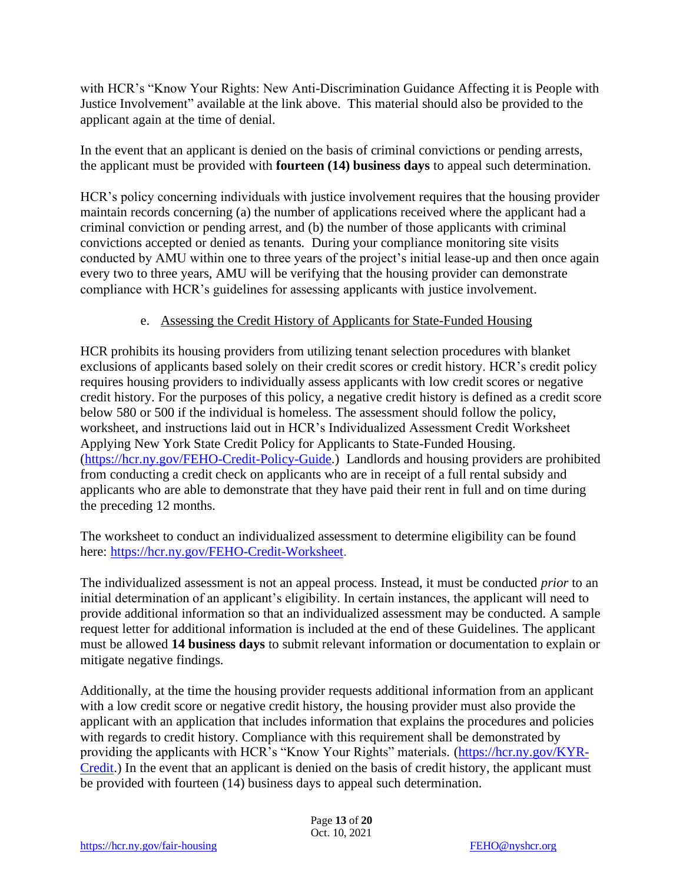with HCR's "Know Your Rights: New Anti-Discrimination Guidance Affecting it is People with Justice Involvement" available at the link above. This material should also be provided to the applicant again at the time of denial.

In the event that an applicant is denied on the basis of criminal convictions or pending arrests, the applicant must be provided with **fourteen (14) business days** to appeal such determination.

HCR's policy concerning individuals with justice involvement requires that the housing provider maintain records concerning (a) the number of applications received where the applicant had a criminal conviction or pending arrest, and (b) the number of those applicants with criminal convictions accepted or denied as tenants. During your compliance monitoring site visits conducted by AMU within one to three years of the project's initial lease-up and then once again every two to three years, AMU will be verifying that the housing provider can demonstrate compliance with HCR's guidelines for assessing applicants with justice involvement.

e. Assessing the Credit History of Applicants for State-Funded Housing

HCR prohibits its housing providers from utilizing tenant selection procedures with blanket exclusions of applicants based solely on their credit scores or credit history. HCR's credit policy requires housing providers to individually assess applicants with low credit scores or negative credit history. For the purposes of this policy, a negative credit history is defined as a credit score below 580 or 500 if the individual is homeless. The assessment should follow the policy, worksheet, and instructions laid out in HCR's Individualized Assessment Credit Worksheet Applying New York State Credit Policy for Applicants to State-Funded Housing. (https://hcr.ny.gov/FEHO-Credit-Policy-Guide.) Landlords and housing providers are prohibited from conducting a credit check on applicants who are in receipt of a full rental subsidy and applicants who are able to demonstrate that they have paid their rent in full and on time during the preceding 12 months.

The worksheet to conduct an individualized assessment to determine eligibility can be found here: https://hcr.ny.gov/FEHO-Credit-Worksheet.

The individualized assessment is not an appeal process. Instead, it must be conducted *prior* to an initial determination of an applicant's eligibility. In certain instances, the applicant will need to provide additional information so that an individualized assessment may be conducted. A sample request letter for additional information is included at the end of these Guidelines. The applicant must be allowed **14 business days** to submit relevant information or documentation to explain or mitigate negative findings.

Additionally, at the time the housing provider requests additional information from an applicant with a low credit score or negative credit history, the housing provider must also provide the applicant with an application that includes information that explains the procedures and policies with regards to credit history. Compliance with this requirement shall be demonstrated by providing the applicants with HCR's "Know Your Rights" materials. (https://hcr.ny.gov/KYR-Credit.) In the event that an applicant is denied on the basis of credit history, the applicant must be provided with fourteen (14) business days to appeal such determination.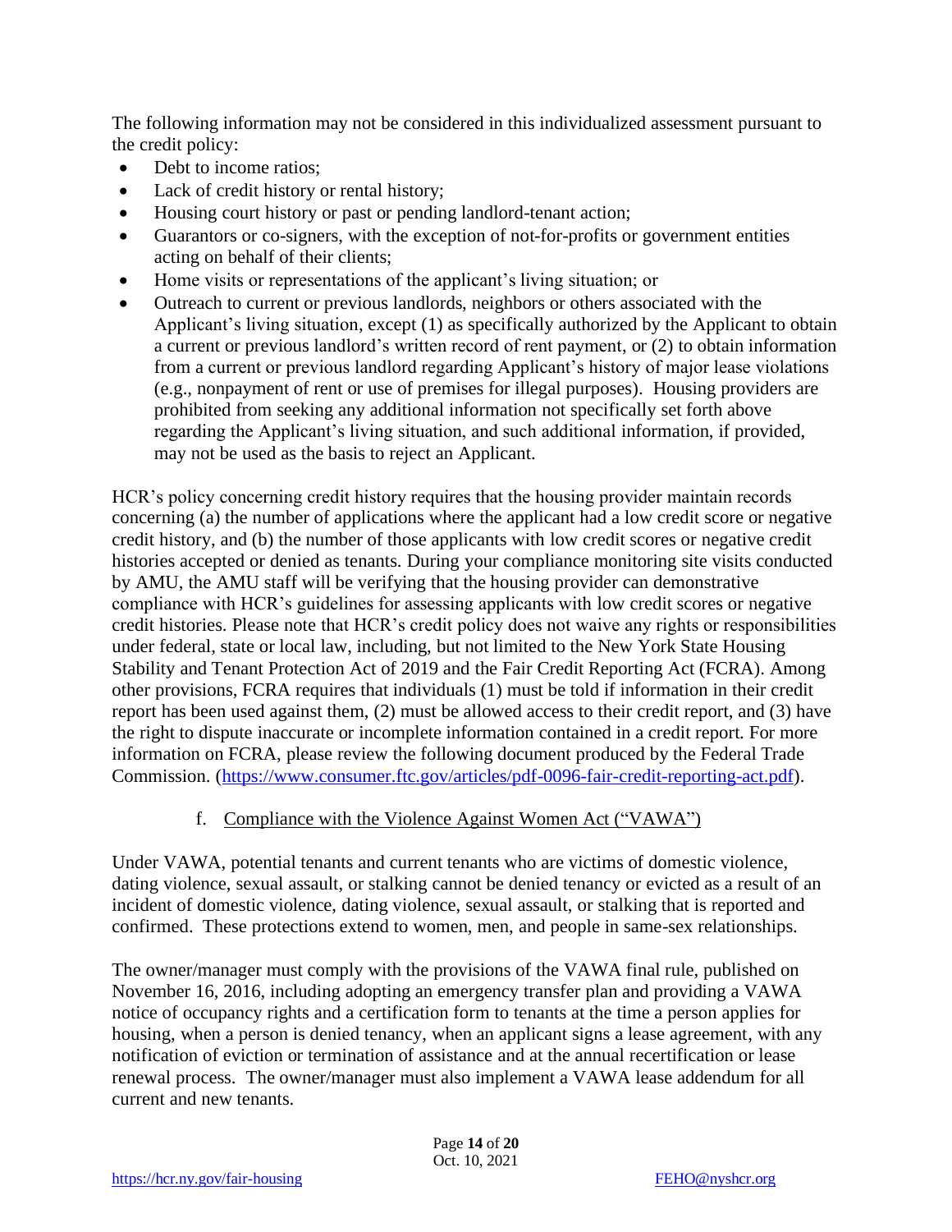The following information may not be considered in this individualized assessment pursuant to the credit policy:

- Debt to income ratios;
- Lack of credit history or rental history;
- Housing court history or past or pending landlord-tenant action;
- Guarantors or co-signers, with the exception of not-for-profits or government entities acting on behalf of their clients;
- Home visits or representations of the applicant's living situation; or
- Outreach to current or previous landlords, neighbors or others associated with the Applicant's living situation, except (1) as specifically authorized by the Applicant to obtain a current or previous landlord's written record of rent payment, or (2) to obtain information from a current or previous landlord regarding Applicant's history of major lease violations (e.g., nonpayment of rent or use of premises for illegal purposes). Housing providers are prohibited from seeking any additional information not specifically set forth above regarding the Applicant's living situation, and such additional information, if provided, may not be used as the basis to reject an Applicant.

HCR's policy concerning credit history requires that the housing provider maintain records concerning (a) the number of applications where the applicant had a low credit score or negative credit history, and (b) the number of those applicants with low credit scores or negative credit histories accepted or denied as tenants. During your compliance monitoring site visits conducted by AMU, the AMU staff will be verifying that the housing provider can demonstrative compliance with HCR's guidelines for assessing applicants with low credit scores or negative credit histories. Please note that HCR's credit policy does not waive any rights or responsibilities under federal, state or local law, including, but not limited to the New York State Housing Stability and Tenant Protection Act of 2019 and the Fair Credit Reporting Act (FCRA). Among other provisions, FCRA requires that individuals (1) must be told if information in their credit report has been used against them, (2) must be allowed access to their credit report, and (3) have the right to dispute inaccurate or incomplete information contained in a credit report. For more information on FCRA, please review the following document produced by the Federal Trade Commission. (https://www.consumer.ftc.gov/articles/pdf-0096-fair-credit-reporting-act.pdf).

f. Compliance with the Violence Against Women Act ("VAWA")

Under VAWA, potential tenants and current tenants who are victims of domestic violence, dating violence, sexual assault, or stalking cannot be denied tenancy or evicted as a result of an incident of domestic violence, dating violence, sexual assault, or stalking that is reported and confirmed. These protections extend to women, men, and people in same-sex relationships.

The owner/manager must comply with the provisions of the VAWA final rule, published on November 16, 2016, including adopting an emergency transfer plan and providing a VAWA notice of occupancy rights and a certification form to tenants at the time a person applies for housing, when a person is denied tenancy, when an applicant signs a lease agreement, with any notification of eviction or termination of assistance and at the annual recertification or lease renewal process. The owner/manager must also implement a VAWA lease addendum for all current and new tenants.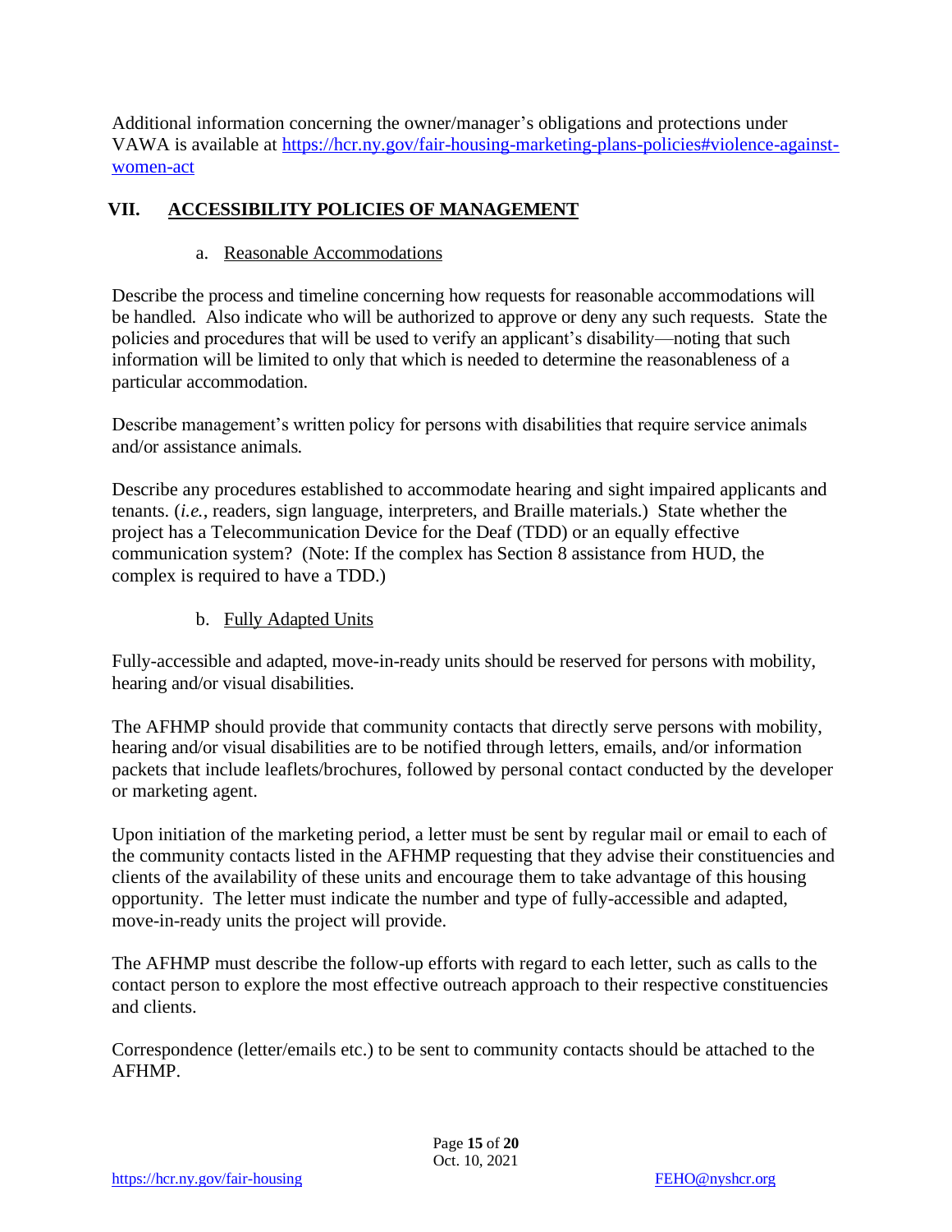Additional information concerning the owner/manager's obligations and protections under VAWA is available at [https://hcr.ny.gov/fair-housing-marketing-plans-policies#violence-against-women-act](https://hcr.ny.gov/fair-housing-marketing-plans-policies#violence-against-women-act)

## VII. ACCESSIBILITY POLICIES OF MANAGEMENT

### a. Reasonable Accommodations

Describe the process and timeline concerning how requests for reasonable accommodations will be handled. Also indicate who will be authorized to approve or deny any such requests. State the policies and procedures that will be used to verify an applicant's disability—noting that such information will be limited to only that which is needed to determine the reasonableness of a particular accommodation.

Describe management's written policy for persons with disabilities that require service animals and/or assistance animals.

Describe any procedures established to accommodate hearing and sight impaired applicants and tenants. (*i.e.*, readers, sign language, interpreters, and Braille materials.) State whether the project has a Telecommunication Device for the Deaf (TDD) or an equally effective communication system? (Note: If the complex has Section 8 assistance from HUD, the complex is required to have a TDD.)

### b. Fully Adapted Units

Fully-accessible and adapted, move-in-ready units should be reserved for persons with mobility, hearing and/or visual disabilities.

The AFHMP should provide that community contacts that directly serve persons with mobility, hearing and/or visual disabilities are to be notified through letters, emails, and/or information packets that include leaflets/brochures, followed by personal contact conducted by the developer or marketing agent.

Upon initiation of the marketing period, a letter must be sent by regular mail or email to each of the community contacts listed in the AFHMP requesting that they advise their constituencies and clients of the availability of these units and encourage them to take advantage of this housing opportunity. The letter must indicate the number and type of fully-accessible and adapted, move-in-ready units the project will provide.

The AFHMP must describe the follow-up efforts with regard to each letter, such as calls to the contact person to explore the most effective outreach approach to their respective constituencies and clients.

Correspondence (letter/emails etc.) to be sent to community contacts should be attached to the AFHMP.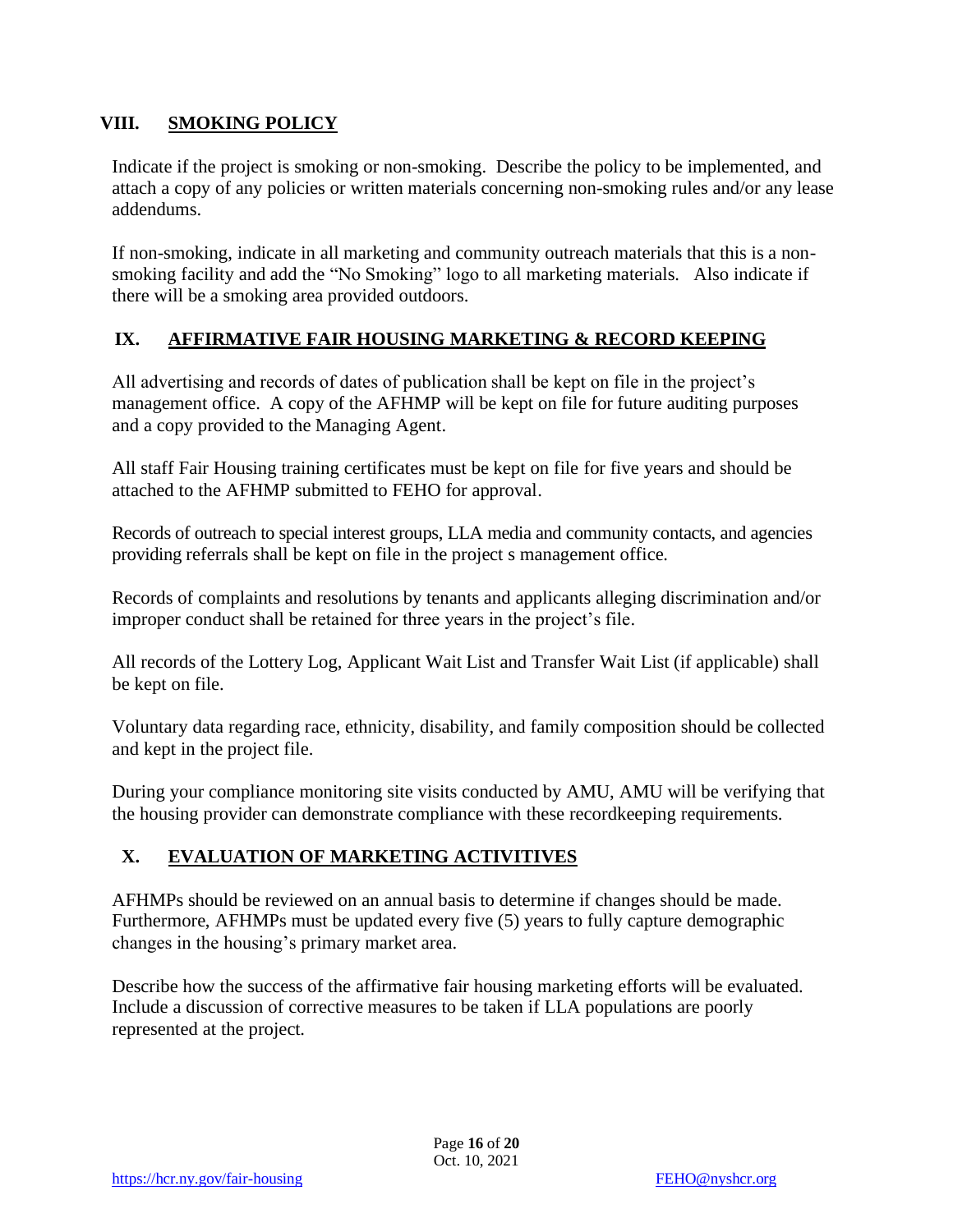## VIII. SMOKING POLICY

Indicate if the project is smoking or non-smoking. Describe the policy to be implemented, and attach a copy of any policies or written materials concerning non-smoking rules and/or any lease addendums.

If non-smoking, indicate in all marketing and community outreach materials that this is a non-smoking facility and add the "No Smoking" logo to all marketing materials. Also indicate if there will be a smoking area provided outdoors.

## IX. AFFIRMATIVE FAIR HOUSING MARKETING & RECORD KEEPING

All advertising and records of dates of publication shall be kept on file in the project's management office. A copy of the AFHMP will be kept on file for future auditing purposes and a copy provided to the Managing Agent.

All staff Fair Housing training certificates must be kept on file for five years and should be attached to the AFHMP submitted to FEHO for approval.

Records of outreach to special interest groups, LLA media and community contacts, and agencies providing referrals shall be kept on file in the project s management office.

Records of complaints and resolutions by tenants and applicants alleging discrimination and/or improper conduct shall be retained for three years in the project's file.

All records of the Lottery Log, Applicant Wait List and Transfer Wait List (if applicable) shall be kept on file.

Voluntary data regarding race, ethnicity, disability, and family composition should be collected and kept in the project file.

During your compliance monitoring site visits conducted by AMU, AMU will be verifying that the housing provider can demonstrate compliance with these recordkeeping requirements.

## X. EVALUATION OF MARKETING ACTIVITIVES

AFHMPs should be reviewed on an annual basis to determine if changes should be made. Furthermore, AFHMPs must be updated every five (5) years to fully capture demographic changes in the housing's primary market area.

Describe how the success of the affirmative fair housing marketing efforts will be evaluated. Include a discussion of corrective measures to be taken if LLA populations are poorly represented at the project.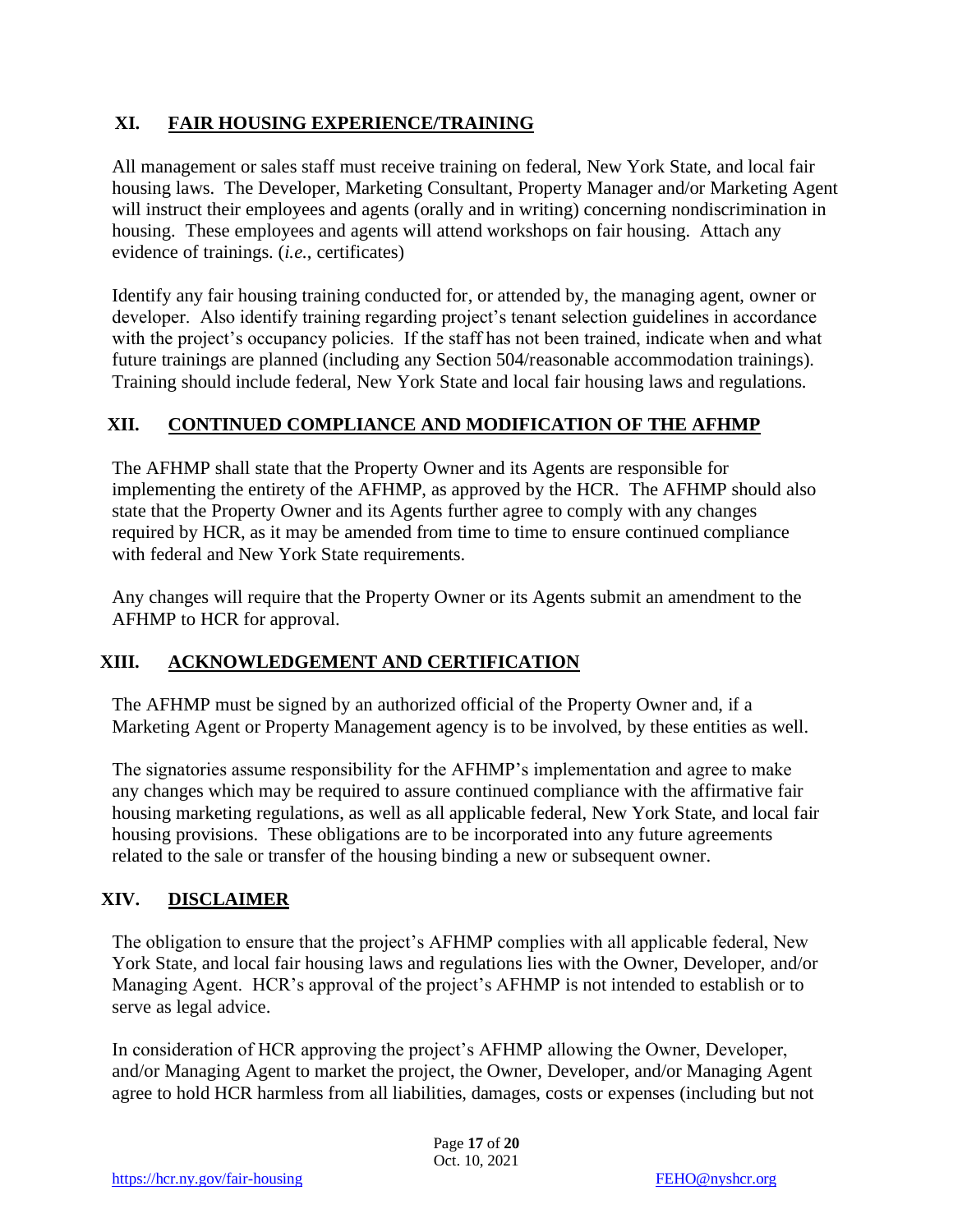## XI. FAIR HOUSING EXPERIENCE/TRAINING

All management or sales staff must receive training on federal, New York State, and local fair housing laws. The Developer, Marketing Consultant, Property Manager and/or Marketing Agent will instruct their employees and agents (orally and in writing) concerning nondiscrimination in housing. These employees and agents will attend workshops on fair housing. Attach any evidence of trainings. (*i.e.*, certificates)

Identify any fair housing training conducted for, or attended by, the managing agent, owner or developer. Also identify training regarding project's tenant selection guidelines in accordance with the project's occupancy policies. If the staff has not been trained, indicate when and what future trainings are planned (including any Section 504/reasonable accommodation trainings). Training should include federal, New York State and local fair housing laws and regulations.

## XII. CONTINUED COMPLIANCE AND MODIFICATION OF THE AFHMP

The AFHMP shall state that the Property Owner and its Agents are responsible for implementing the entirety of the AFHMP, as approved by the HCR. The AFHMP should also state that the Property Owner and its Agents further agree to comply with any changes required by HCR, as it may be amended from time to time to ensure continued compliance with federal and New York State requirements.

Any changes will require that the Property Owner or its Agents submit an amendment to the AFHMP to HCR for approval.

## XIII. ACKNOWLEDGEMENT AND CERTIFICATION

The AFHMP must be signed by an authorized official of the Property Owner and, if a Marketing Agent or Property Management agency is to be involved, by these entities as well.

The signatories assume responsibility for the AFHMP's implementation and agree to make any changes which may be required to assure continued compliance with the affirmative fair housing marketing regulations, as well as all applicable federal, New York State, and local fair housing provisions. These obligations are to be incorporated into any future agreements related to the sale or transfer of the housing binding a new or subsequent owner.

## XIV. DISCLAIMER

The obligation to ensure that the project's AFHMP complies with all applicable federal, New York State, and local fair housing laws and regulations lies with the Owner, Developer, and/or Managing Agent. HCR's approval of the project's AFHMP is not intended to establish or to serve as legal advice.

In consideration of HCR approving the project's AFHMP allowing the Owner, Developer, and/or Managing Agent to market the project, the Owner, Developer, and/or Managing Agent agree to hold HCR harmless from all liabilities, damages, costs or expenses (including but not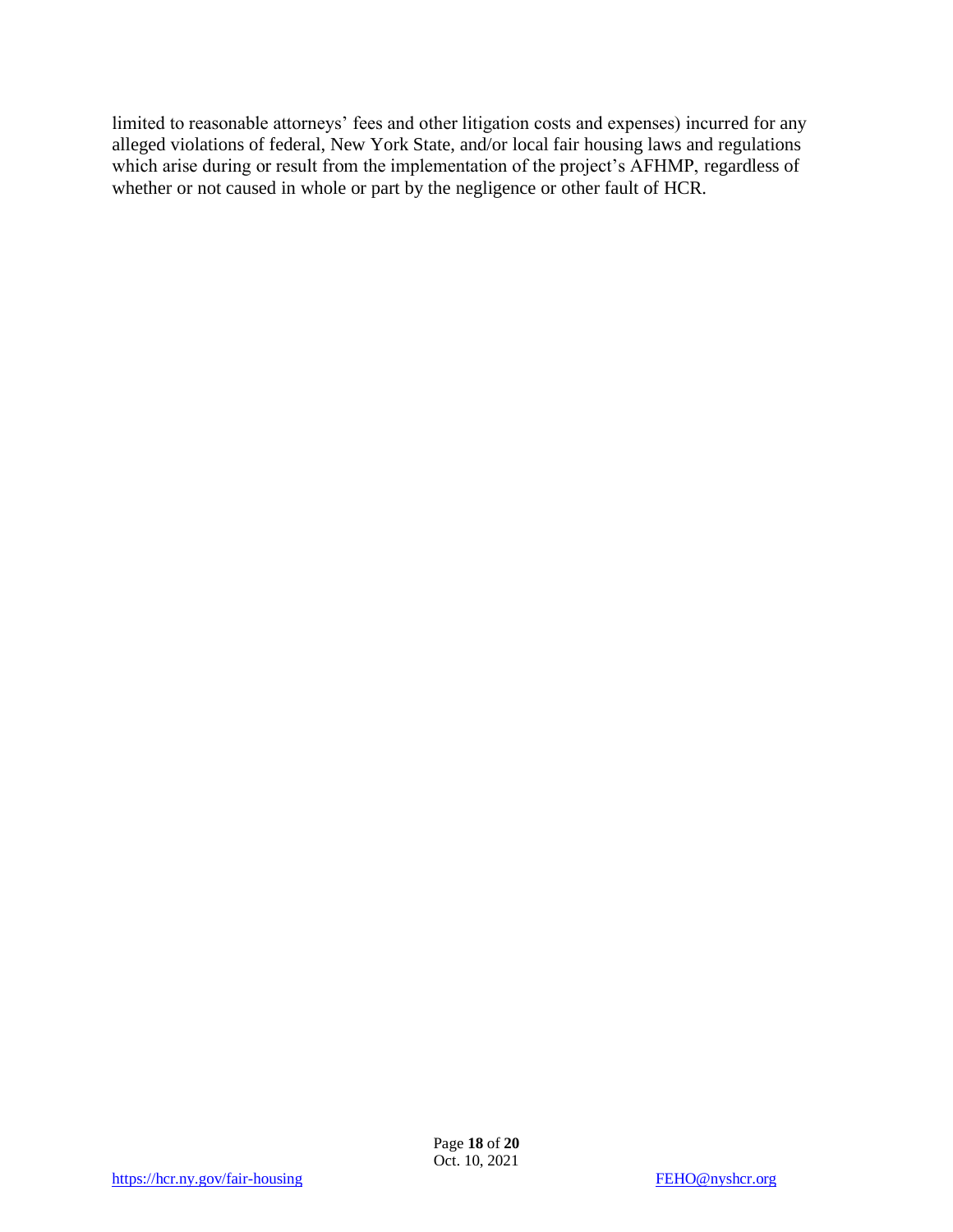limited to reasonable attorneys' fees and other litigation costs and expenses) incurred for any alleged violations of federal, New York State, and/or local fair housing laws and regulations which arise during or result from the implementation of the project's AFHMP, regardless of whether or not caused in whole or part by the negligence or other fault of HCR.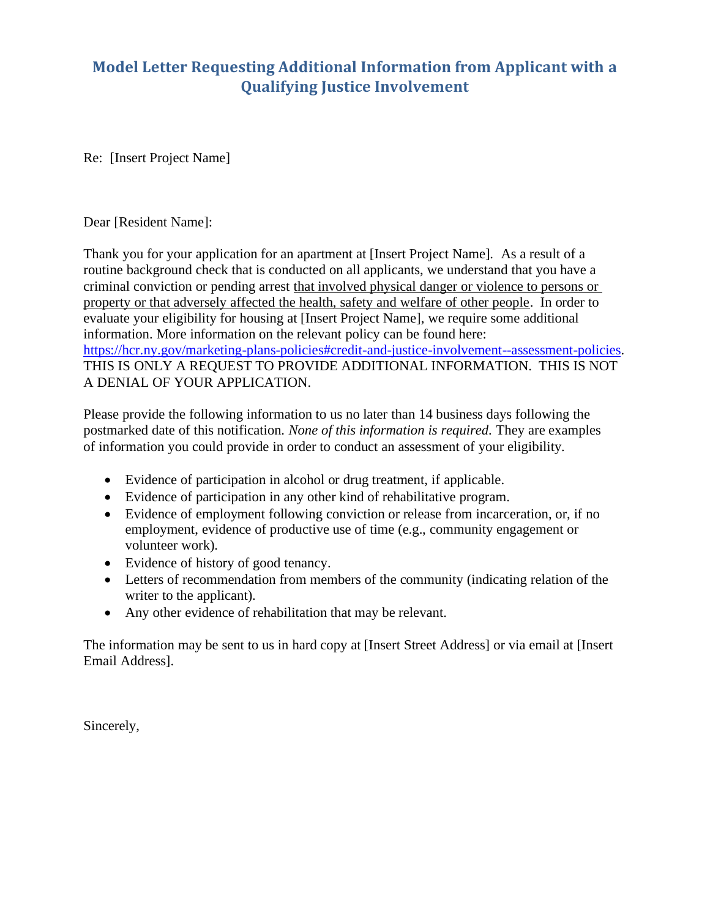## Model Letter Requesting Additional Information from Applicant with a Qualifying Justice Involvement

Re: [Insert Project Name]

Dear [Resident Name]:

Thank you for your application for an apartment at [Insert Project Name]. As a result of a routine background check that is conducted on all applicants, we understand that you have a criminal conviction or pending arrest <u>that involved physical danger or violence to persons or property or that adversely affected the health, safety and welfare of other people</u>. In order to evaluate your eligibility for housing at [Insert Project Name], we require some additional information. More information on the relevant policy can be found here: https://hcr.ny.gov/marketing-plans-policies#credit-and-justice-involvement--assessment-policies. THIS IS ONLY A REQUEST TO PROVIDE ADDITIONAL INFORMATION. THIS IS NOT A DENIAL OF YOUR APPLICATION.

Please provide the following information to us no later than 14 business days following the postmarked date of this notification. *None of this information is required.* They are examples of information you could provide in order to conduct an assessment of your eligibility.

- Evidence of participation in alcohol or drug treatment, if applicable.
- Evidence of participation in any other kind of rehabilitative program.
- Evidence of employment following conviction or release from incarceration, or, if no employment, evidence of productive use of time (e.g., community engagement or volunteer work).
- Evidence of history of good tenancy.
- Letters of recommendation from members of the community (indicating relation of the writer to the applicant).
- Any other evidence of rehabilitation that may be relevant.

The information may be sent to us in hard copy at [Insert Street Address] or via email at [Insert Email Address].

Sincerely,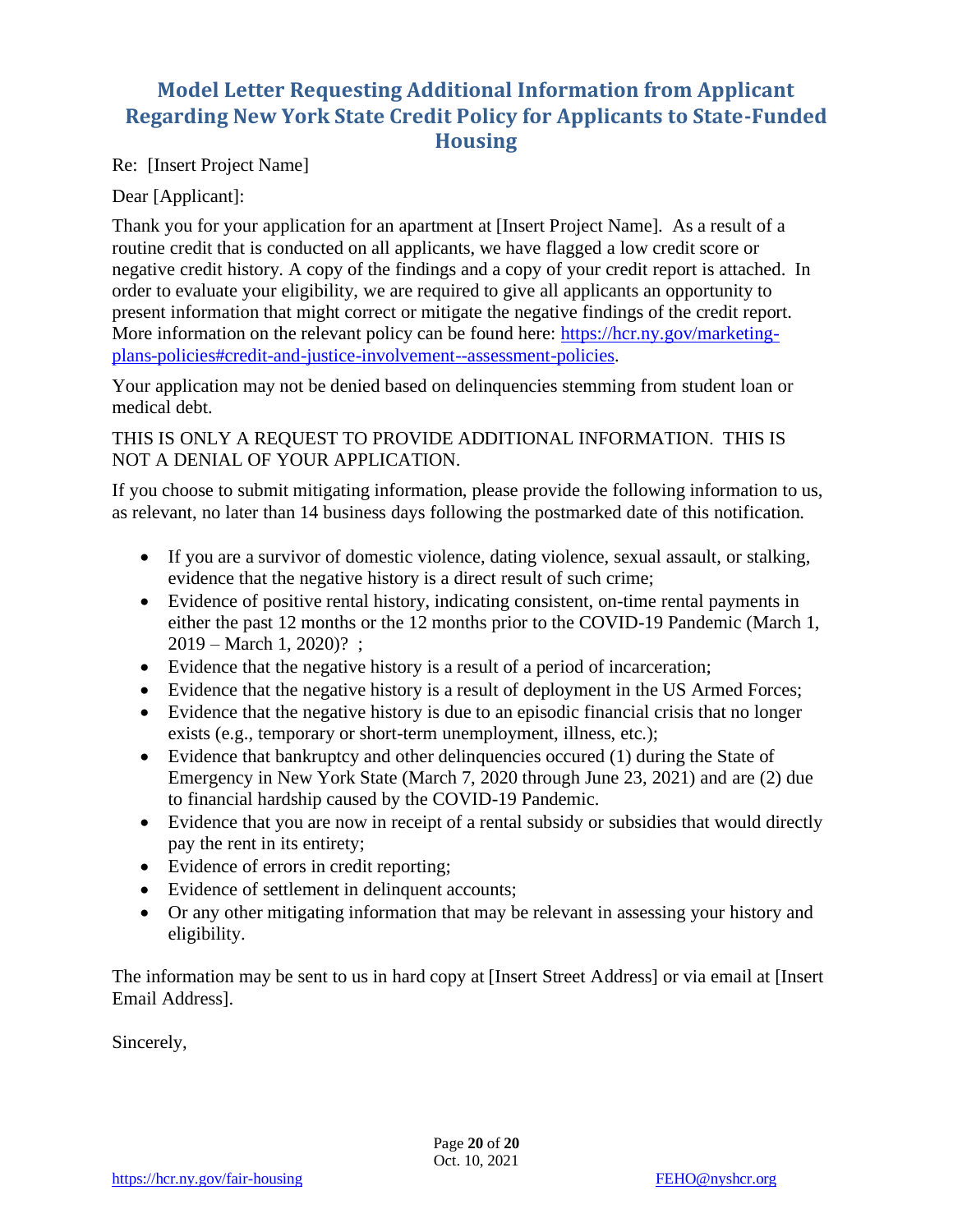## Model Letter Requesting Additional Information from Applicant Regarding New York State Credit Policy for Applicants to State-Funded Housing

Re: [Insert Project Name]

Dear [Applicant]:

Thank you for your application for an apartment at [Insert Project Name]. As a result of a routine credit that is conducted on all applicants, we have flagged a low credit score or negative credit history. A copy of the findings and a copy of your credit report is attached. In order to evaluate your eligibility, we are required to give all applicants an opportunity to present information that might correct or mitigate the negative findings of the credit report. More information on the relevant policy can be found here: https://hcr.ny.gov/marketing-plans-policies#credit-and-justice-involvement--assessment-policies.

Your application may not be denied based on delinquencies stemming from student loan or medical debt.

THIS IS ONLY A REQUEST TO PROVIDE ADDITIONAL INFORMATION. THIS IS NOT A DENIAL OF YOUR APPLICATION.

If you choose to submit mitigating information, please provide the following information to us, as relevant, no later than 14 business days following the postmarked date of this notification.

- If you are a survivor of domestic violence, dating violence, sexual assault, or stalking, evidence that the negative history is a direct result of such crime;
- Evidence of positive rental history, indicating consistent, on-time rental payments in either the past 12 months or the 12 months prior to the COVID-19 Pandemic (March 1, 2019 – March 1, 2020)? ;
- Evidence that the negative history is a result of a period of incarceration;
- Evidence that the negative history is a result of deployment in the US Armed Forces;
- Evidence that the negative history is due to an episodic financial crisis that no longer exists (e.g., temporary or short-term unemployment, illness, etc.);
- Evidence that bankruptcy and other delinquencies occured (1) during the State of Emergency in New York State (March 7, 2020 through June 23, 2021) and are (2) due to financial hardship caused by the COVID-19 Pandemic.
- Evidence that you are now in receipt of a rental subsidy or subsidies that would directly pay the rent in its entirety;
- Evidence of errors in credit reporting;
- Evidence of settlement in delinquent accounts;
- Or any other mitigating information that may be relevant in assessing your history and eligibility.

The information may be sent to us in hard copy at [Insert Street Address] or via email at [Insert Email Address].

Sincerely,